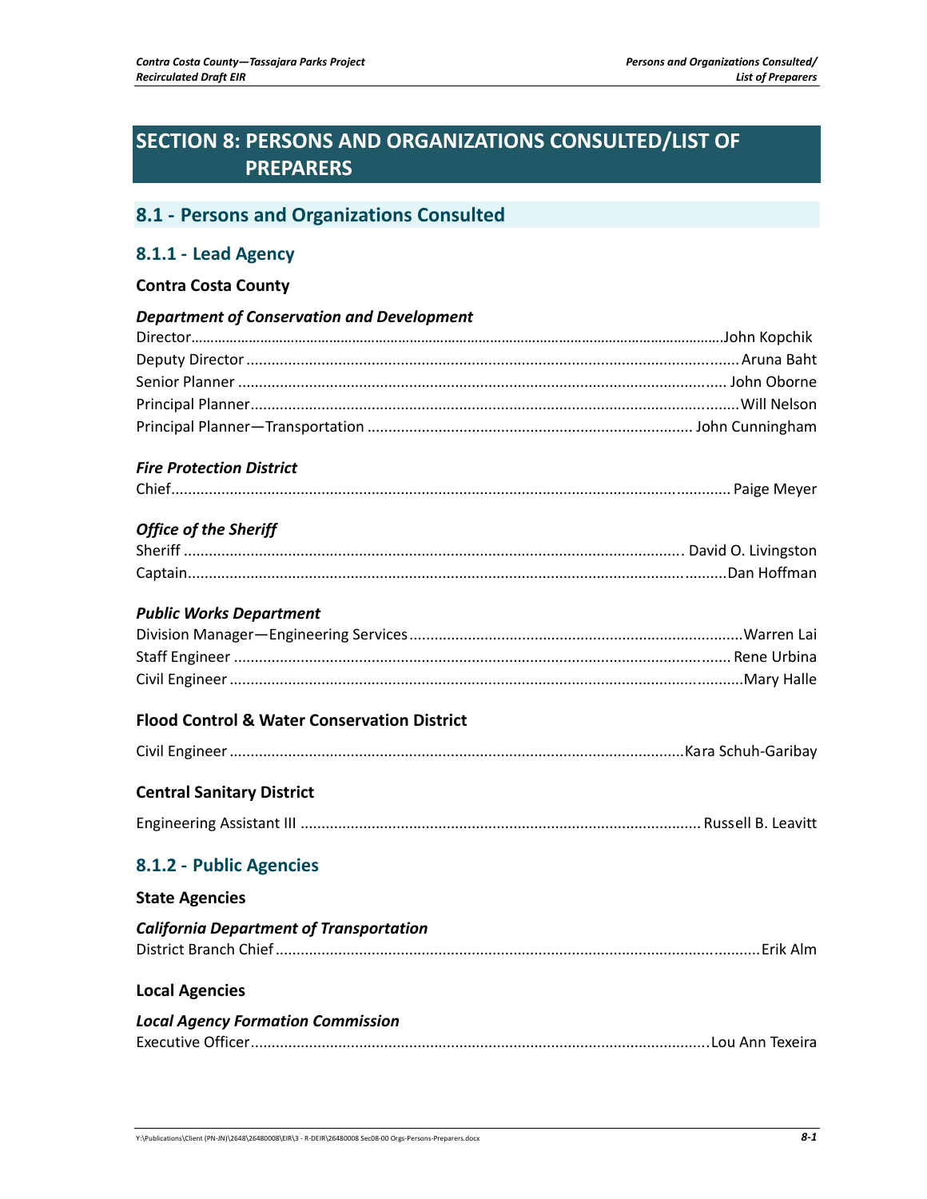# SECTION 8: PERSONS AND ORGANIZATIONS CONSULTED/LIST OF PREPARERS

## 8.1 - Persons and Organizations Consulted

### 8.1.1 - Lead Agency

#### Contra Costa County

***Department of Conservation and Development***

Director………………………………………………………………………………………………………………John Kopchik
Deputy Director ........................................................................................................ Aruna Baht
Senior Planner ........................................................................................................ John Oborne
Principal Planner........................................................................................................ Will Nelson
Principal Planner—Transportation ............................................................................ John Cunningham

***Fire Protection District***

Chief........................................................................................................................ Paige Meyer

***Office of the Sheriff***

Sheriff ...................................................................................................... David O. Livingston
Captain................................................................................................................. Dan Hoffman

***Public Works Department***

Division Manager—Engineering Services ............................................................................... Warren Lai
Staff Engineer ........................................................................................................ Rene Urbina
Civil Engineer ........................................................................................................... Mary Halle

#### Flood Control & Water Conservation District

Civil Engineer ........................................................................................... Kara Schuh-Garibay

#### Central Sanitary District

Engineering Assistant III ............................................................................... Russell B. Leavitt

### 8.1.2 - Public Agencies

#### State Agencies

***California Department of Transportation***

District Branch Chief ....................................................................................................... Erik Alm

#### Local Agencies

***Local Agency Formation Commission***

Executive Officer............................................................................................ Lou Ann Texeira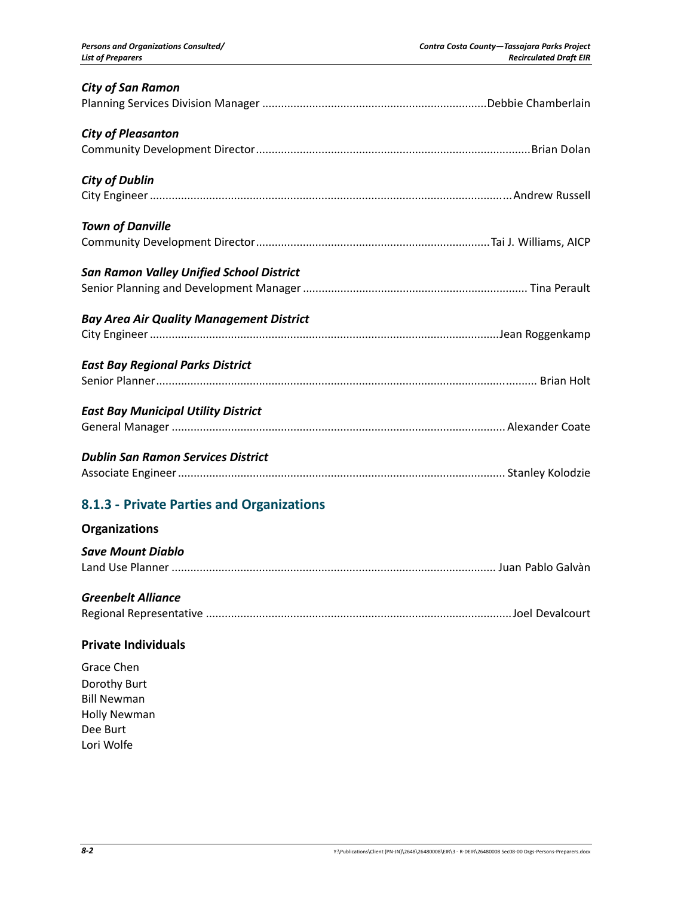***City of San Ramon***

Planning Services Division Manager ........................................................................Debbie Chamberlain

***City of Pleasanton***

Community Development Director........................................................................................Brian Dolan

***City of Dublin***

City Engineer .....................................................................................................................Andrew Russell

***Town of Danville***

Community Development Director..........................................................................Tai J. Williams, AICP

***San Ramon Valley Unified School District***

Senior Planning and Development Manager ........................................................................ Tina Perault

***Bay Area Air Quality Management District***

City Engineer ..............................................................................................................Jean Roggenkamp

***East Bay Regional Parks District***

Senior Planner.......................................................................................................................... Brian Holt

***East Bay Municipal Utility District***

General Manager ........................................................................................................ Alexander Coate

***Dublin San Ramon Services District***

Associate Engineer....................................................................................................... Stanley Kolodzie

## 8.1.3 - Private Parties and Organizations

### Organizations

***Save Mount Diablo***

Land Use Planner ...................................................................................................... Juan Pablo Galvàn

***Greenbelt Alliance***

Regional Representative .................................................................................................Joel Devalcourt

### Private Individuals

Grace Chen
Dorothy Burt
Bill Newman
Holly Newman
Dee Burt
Lori Wolfe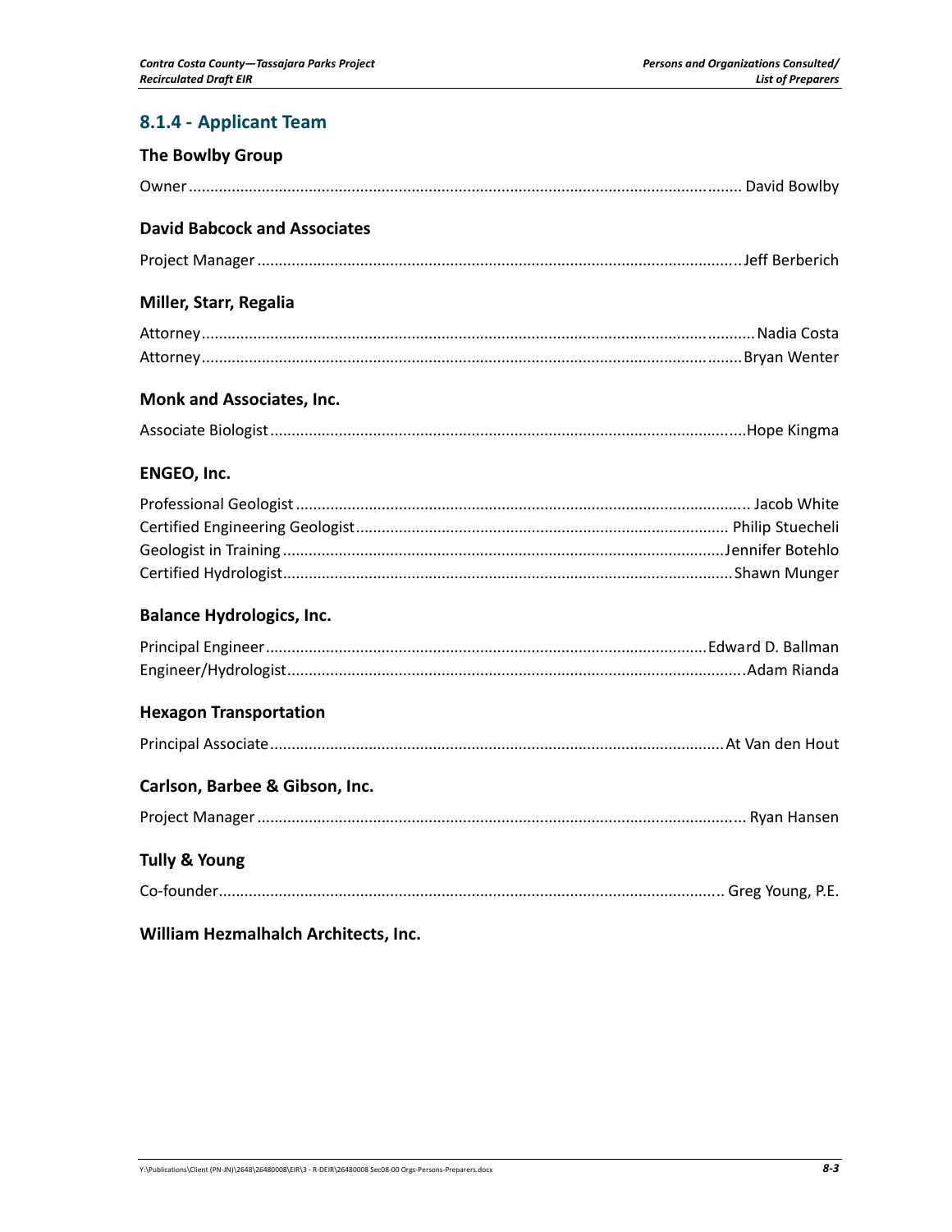### 8.1.4 - Applicant Team

#### The Bowlby Group

Owner ........................................................ David Bowlby

#### David Babcock and Associates

Project Manager ........................................................ Jeff Berberich

#### Miller, Starr, Regalia

Attorney ........................................................ Nadia Costa
Attorney ........................................................ Bryan Wenter

#### Monk and Associates, Inc.

Associate Biologist ........................................................ Hope Kingma

#### ENGEO, Inc.

Professional Geologist ........................................................ Jacob White
Certified Engineering Geologist ........................................................ Philip Stuecheli
Geologist in Training ........................................................ Jennifer Botehlo
Certified Hydrologist ........................................................ Shawn Munger

#### Balance Hydrologics, Inc.

Principal Engineer ........................................................ Edward D. Ballman
Engineer/Hydrologist ........................................................ Adam Rianda

#### Hexagon Transportation

Principal Associate ........................................................ At Van den Hout

#### Carlson, Barbee & Gibson, Inc.

Project Manager ........................................................ Ryan Hansen

#### Tully & Young

Co-founder ........................................................ Greg Young, P.E.

#### William Hezmalhalch Architects, Inc.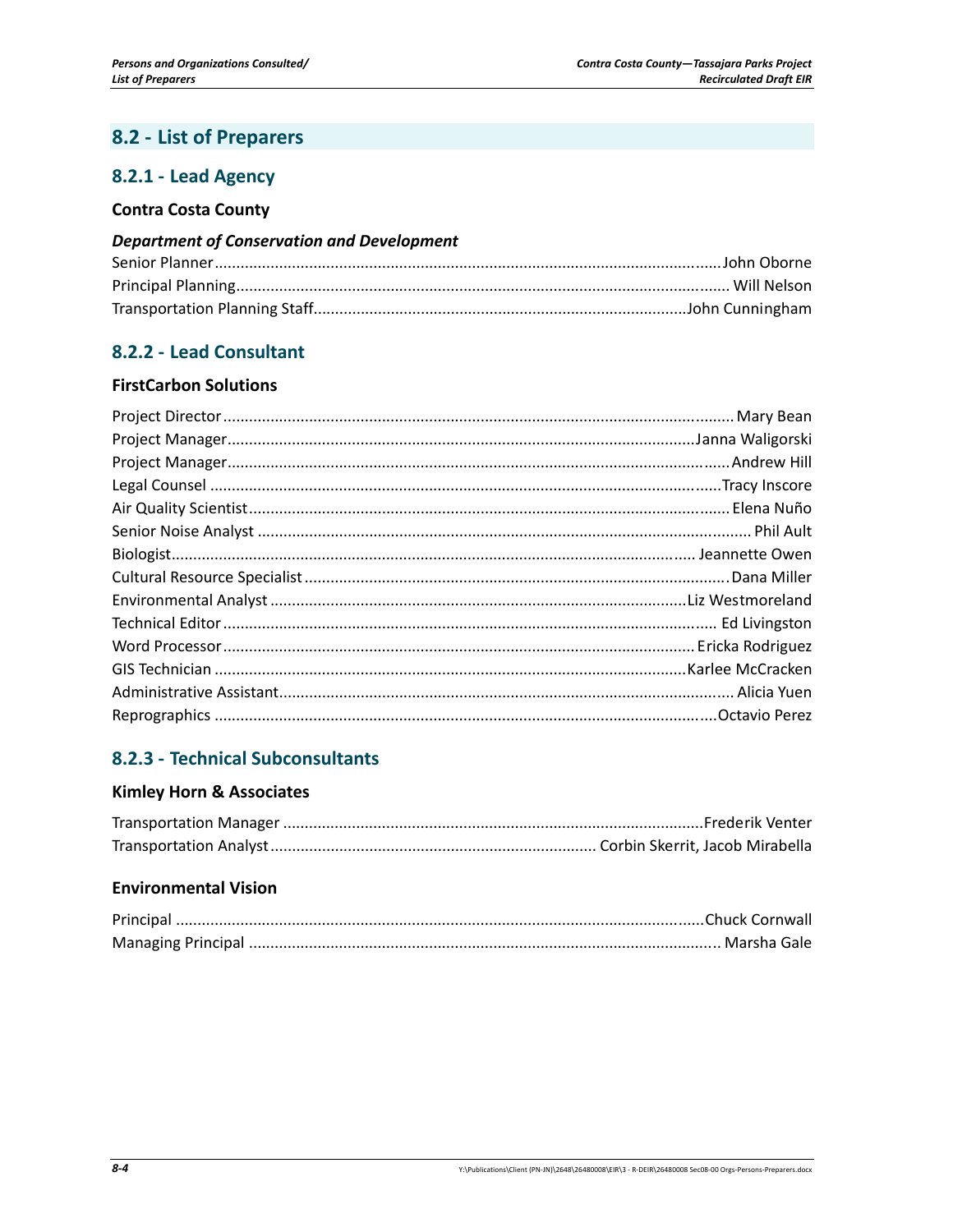## 8.2 - List of Preparers

### 8.2.1 - Lead Agency

#### Contra Costa County

***Department of Conservation and Development***

Senior Planner................................................................John Oborne
Principal Planning................................................................Will Nelson
Transportation Planning Staff................................................................John Cunningham

### 8.2.2 - Lead Consultant

#### FirstCarbon Solutions

Project Director................................................................Mary Bean
Project Manager................................................................Janna Waligorski
Project Manager................................................................Andrew Hill
Legal Counsel................................................................Tracy Inscore
Air Quality Scientist................................................................Elena Nuño
Senior Noise Analyst................................................................Phil Ault
Biologist................................................................Jeannette Owen
Cultural Resource Specialist................................................................Dana Miller
Environmental Analyst................................................................Liz Westmoreland
Technical Editor................................................................Ed Livingston
Word Processor................................................................Ericka Rodriguez
GIS Technician................................................................Karlee McCracken
Administrative Assistant................................................................Alicia Yuen
Reprographics................................................................Octavio Perez

### 8.2.3 - Technical Subconsultants

#### Kimley Horn & Associates

Transportation Manager................................................................Frederik Venter
Transportation Analyst................................................................Corbin Skerrit, Jacob Mirabella

#### Environmental Vision

Principal................................................................Chuck Cornwall
Managing Principal................................................................Marsha Gale